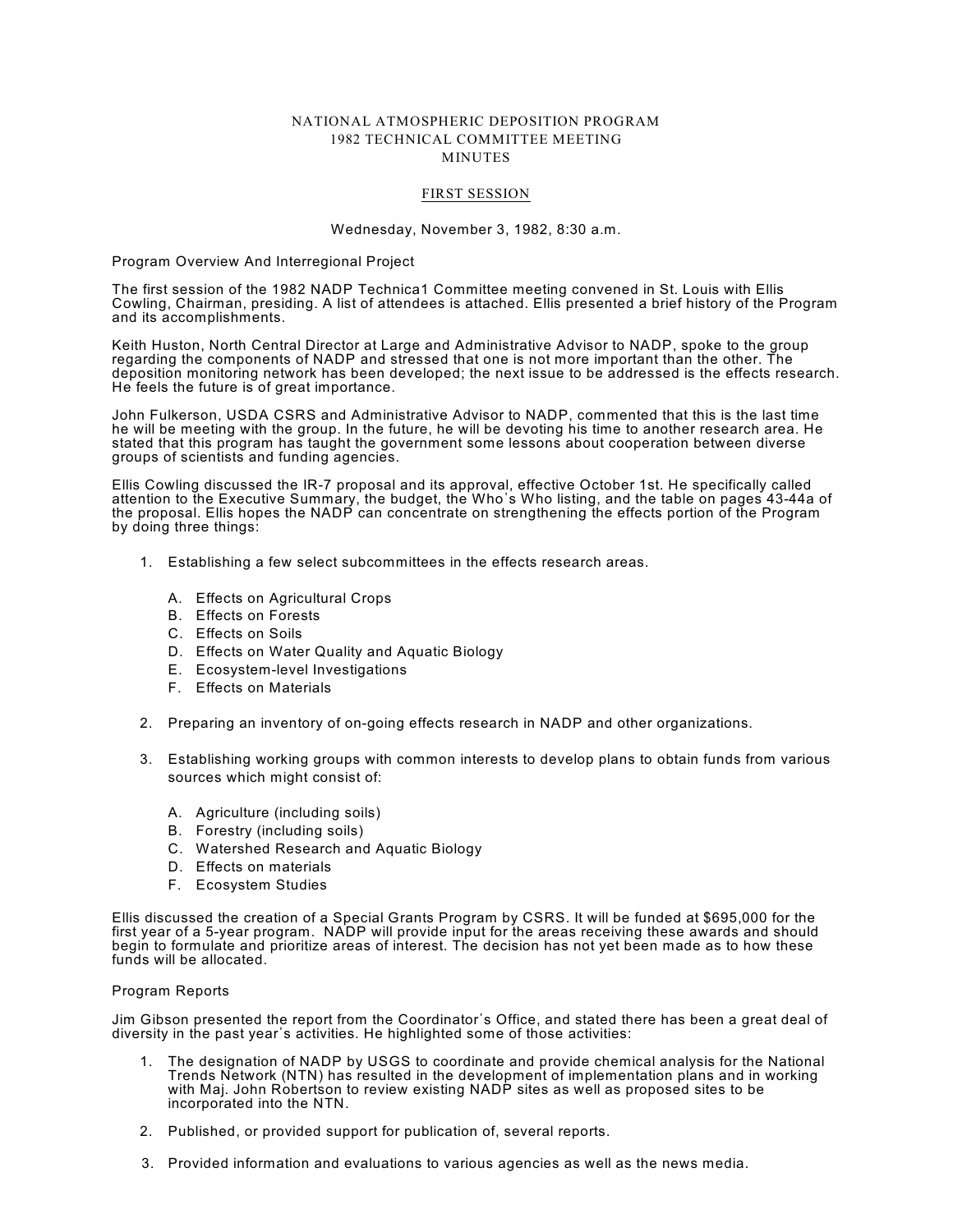# NATIONAL ATMOSPHERIC DEPOSITION PROGRAM
## 1982 TECHNICAL COMMITTEE MEETING
## MINUTES

### FIRST SESSION

Wednesday, November 3, 1982, 8:30 a.m.

#### Program Overview And Interregional Project

The first session of the 1982 NADP Technica1 Committee meeting convened in St. Louis with Ellis Cowling, Chairman, presiding. A list of attendees is attached. Ellis presented a brief history of the Program and its accomplishments.

Keith Huston, North Central Director at Large and Administrative Advisor to NADP, spoke to the group regarding the components of NADP and stressed that one is not more important than the other. The deposition monitoring network has been developed; the next issue to be addressed is the effects research. He feels the future is of great importance.

John Fulkerson, USDA CSRS and Administrative Advisor to NADP, commented that this is the last time he will be meeting with the group. In the future, he will be devoting his time to another research area. He stated that this program has taught the government some lessons about cooperation between diverse groups of scientists and funding agencies.

Ellis Cowling discussed the IR-7 proposal and its approval, effective October 1st. He specifically called attention to the Executive Summary, the budget, the Who's Who listing, and the table on pages 43-44a of the proposal. Ellis hopes the NADP can concentrate on strengthening the effects portion of the Program by doing three things:

1. Establishing a few select subcommittees in the effects research areas.
   - A. Effects on Agricultural Crops
   - B. Effects on Forests
   - C. Effects on Soils
   - D. Effects on Water Quality and Aquatic Biology
   - E. Ecosystem-level Investigations
   - F. Effects on Materials
2. Preparing an inventory of on-going effects research in NADP and other organizations.
3. Establishing working groups with common interests to develop plans to obtain funds from various sources which might consist of:
   - A. Agriculture (including soils)
   - B. Forestry (including soils)
   - C. Watershed Research and Aquatic Biology
   - D. Effects on materials
   - F. Ecosystem Studies

Ellis discussed the creation of a Special Grants Program by CSRS. It will be funded at $695,000 for the first year of a 5-year program. NADP will provide input for the areas receiving these awards and should begin to formulate and prioritize areas of interest. The decision has not yet been made as to how these funds will be allocated.

#### Program Reports

Jim Gibson presented the report from the Coordinator's Office, and stated there has been a great deal of diversity in the past year's activities. He highlighted some of those activities:

1. The designation of NADP by USGS to coordinate and provide chemical analysis for the National Trends Network (NTN) has resulted in the development of implementation plans and in working with Maj. John Robertson to review existing NADP sites as well as proposed sites to be incorporated into the NTN.
2. Published, or provided support for publication of, several reports.
3. Provided information and evaluations to various agencies as well as the news media.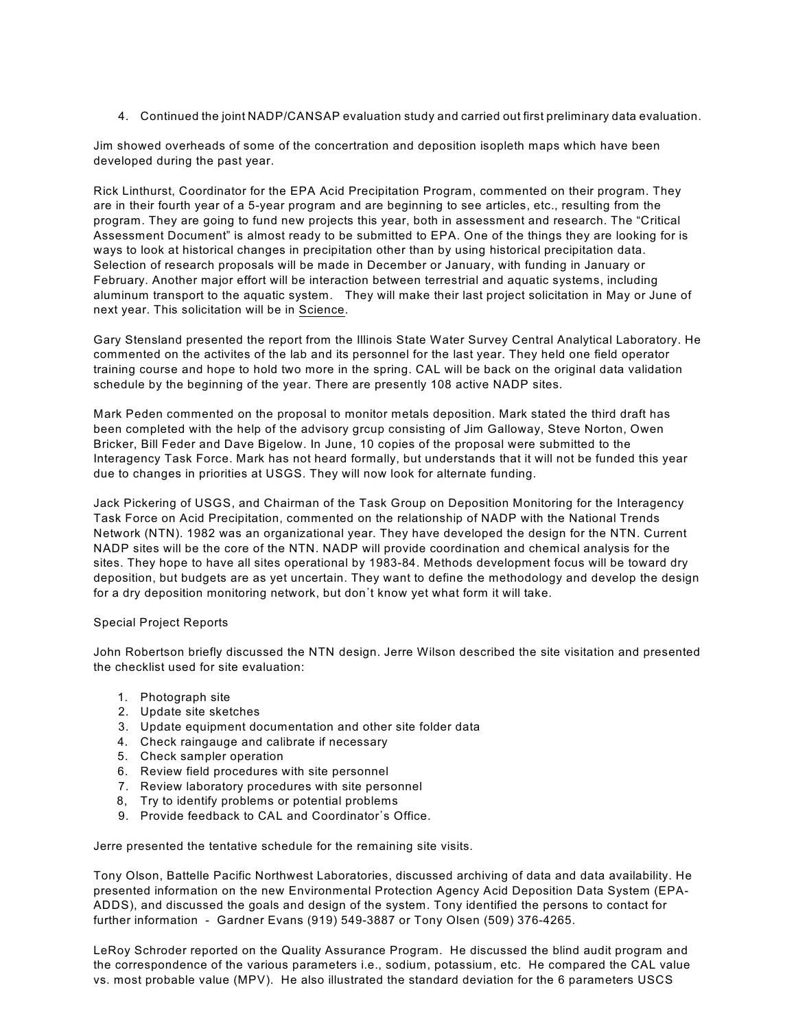4. Continued the joint NADP/CANSAP evaluation study and carried out first preliminary data evaluation.

Jim showed overheads of some of the concertration and deposition isopleth maps which have been developed during the past year.

Rick Linthurst, Coordinator for the EPA Acid Precipitation Program, commented on their program. They are in their fourth year of a 5-year program and are beginning to see articles, etc., resulting from the program. They are going to fund new projects this year, both in assessment and research. The "Critical Assessment Document" is almost ready to be submitted to EPA. One of the things they are looking for is ways to look at historical changes in precipitation other than by using historical precipitation data. Selection of research proposals will be made in December or January, with funding in January or February. Another major effort will be interaction between terrestrial and aquatic systems, including aluminum transport to the aquatic system. They will make their last project solicitation in May or June of next year. This solicitation will be in Science.

Gary Stensland presented the report from the Illinois State Water Survey Central Analytical Laboratory. He commented on the activites of the lab and its personnel for the last year. They held one field operator training course and hope to hold two more in the spring. CAL will be back on the original data validation schedule by the beginning of the year. There are presently 108 active NADP sites.

Mark Peden commented on the proposal to monitor metals deposition. Mark stated the third draft has been completed with the help of the advisory grcup consisting of Jim Galloway, Steve Norton, Owen Bricker, Bill Feder and Dave Bigelow. In June, 10 copies of the proposal were submitted to the Interagency Task Force. Mark has not heard formally, but understands that it will not be funded this year due to changes in priorities at USGS. They will now look for alternate funding.

Jack Pickering of USGS, and Chairman of the Task Group on Deposition Monitoring for the Interagency Task Force on Acid Precipitation, commented on the relationship of NADP with the National Trends Network (NTN). 1982 was an organizational year. They have developed the design for the NTN. Current NADP sites will be the core of the NTN. NADP will provide coordination and chemical analysis for the sites. They hope to have all sites operational by 1983-84. Methods development focus will be toward dry deposition, but budgets are as yet uncertain. They want to define the methodology and develop the design for a dry deposition monitoring network, but don't know yet what form it will take.

Special Project Reports

John Robertson briefly discussed the NTN design. Jerre Wilson described the site visitation and presented the checklist used for site evaluation:

1. Photograph site
2. Update site sketches
3. Update equipment documentation and other site folder data
4. Check raingauge and calibrate if necessary
5. Check sampler operation
6. Review field procedures with site personnel
7. Review laboratory procedures with site personnel
8, Try to identify problems or potential problems
9. Provide feedback to CAL and Coordinator's Office.

Jerre presented the tentative schedule for the remaining site visits.

Tony Olson, Battelle Pacific Northwest Laboratories, discussed archiving of data and data availability. He presented information on the new Environmental Protection Agency Acid Deposition Data System (EPA-ADDS), and discussed the goals and design of the system. Tony identified the persons to contact for further information - Gardner Evans (919) 549-3887 or Tony Olsen (509) 376-4265.

LeRoy Schroder reported on the Quality Assurance Program. He discussed the blind audit program and the correspondence of the various parameters i.e., sodium, potassium, etc. He compared the CAL value vs. most probable value (MPV). He also illustrated the standard deviation for the 6 parameters USCS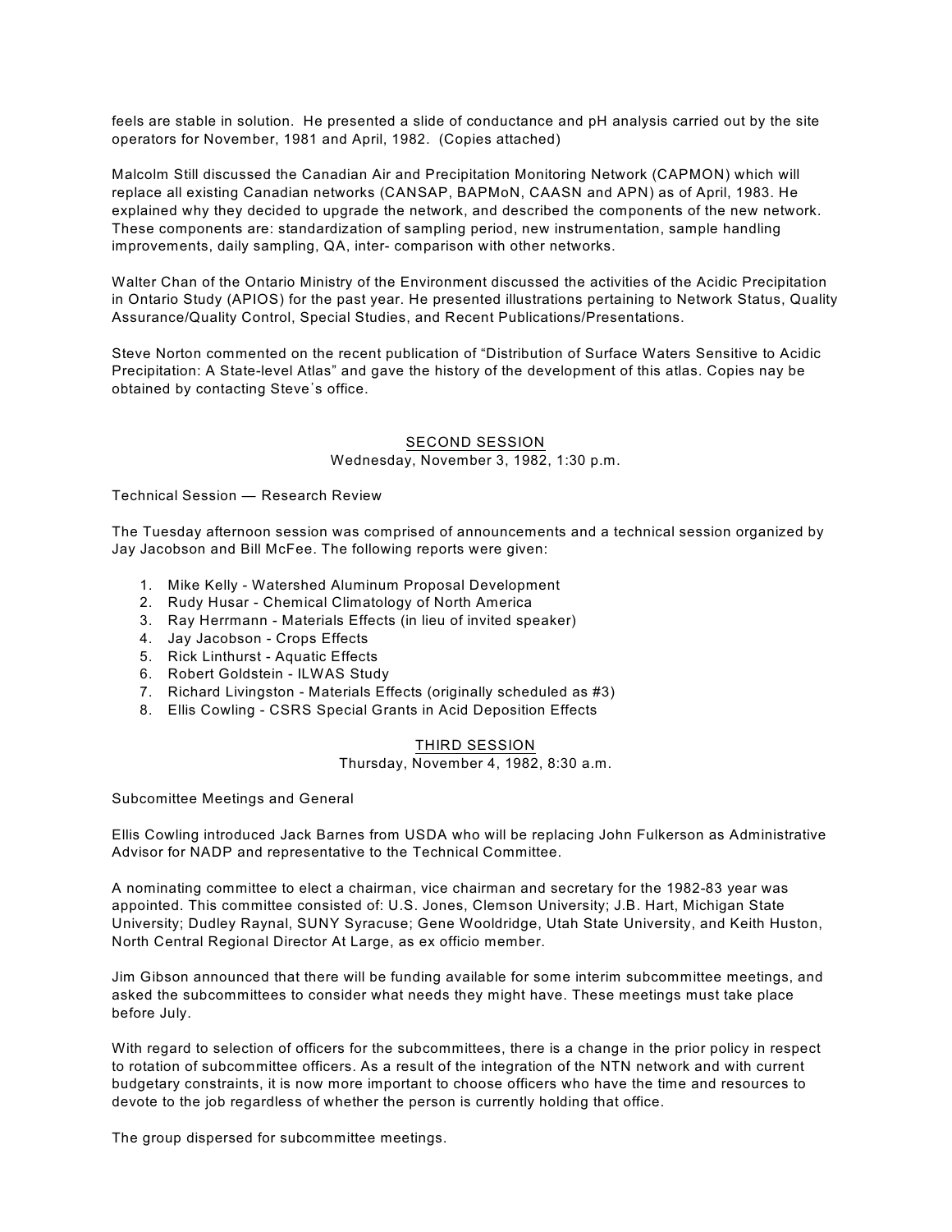feels are stable in solution. He presented a slide of conductance and pH analysis carried out by the site operators for November, 1981 and April, 1982. (Copies attached)

Malcolm Still discussed the Canadian Air and Precipitation Monitoring Network (CAPMON) which will replace all existing Canadian networks (CANSAP, BAPMoN, CAASN and APN) as of April, 1983. He explained why they decided to upgrade the network, and described the components of the new network. These components are: standardization of sampling period, new instrumentation, sample handling improvements, daily sampling, QA, inter- comparison with other networks.

Walter Chan of the Ontario Ministry of the Environment discussed the activities of the Acidic Precipitation in Ontario Study (APIOS) for the past year. He presented illustrations pertaining to Network Status, Quality Assurance/Quality Control, Special Studies, and Recent Publications/Presentations.

Steve Norton commented on the recent publication of "Distribution of Surface Waters Sensitive to Acidic Precipitation: A State-level Atlas" and gave the history of the development of this atlas. Copies nay be obtained by contacting Steve's office.

## SECOND SESSION

Wednesday, November 3, 1982, 1:30 p.m.

Technical Session — Research Review

The Tuesday afternoon session was comprised of announcements and a technical session organized by Jay Jacobson and Bill McFee. The following reports were given:

1. Mike Kelly - Watershed Aluminum Proposal Development
2. Rudy Husar - Chemical Climatology of North America
3. Ray Herrmann - Materials Effects (in lieu of invited speaker)
4. Jay Jacobson - Crops Effects
5. Rick Linthurst - Aquatic Effects
6. Robert Goldstein - ILWAS Study
7. Richard Livingston - Materials Effects (originally scheduled as #3)
8. Ellis Cowling - CSRS Special Grants in Acid Deposition Effects

## THIRD SESSION

Thursday, November 4, 1982, 8:30 a.m.

Subcomittee Meetings and General

Ellis Cowling introduced Jack Barnes from USDA who will be replacing John Fulkerson as Administrative Advisor for NADP and representative to the Technical Committee.

A nominating committee to elect a chairman, vice chairman and secretary for the 1982-83 year was appointed. This committee consisted of: U.S. Jones, Clemson University; J.B. Hart, Michigan State University; Dudley Raynal, SUNY Syracuse; Gene Wooldridge, Utah State University, and Keith Huston, North Central Regional Director At Large, as ex officio member.

Jim Gibson announced that there will be funding available for some interim subcommittee meetings, and asked the subcommittees to consider what needs they might have. These meetings must take place before July.

With regard to selection of officers for the subcommittees, there is a change in the prior policy in respect to rotation of subcommittee officers. As a result of the integration of the NTN network and with current budgetary constraints, it is now more important to choose officers who have the time and resources to devote to the job regardless of whether the person is currently holding that office.

The group dispersed for subcommittee meetings.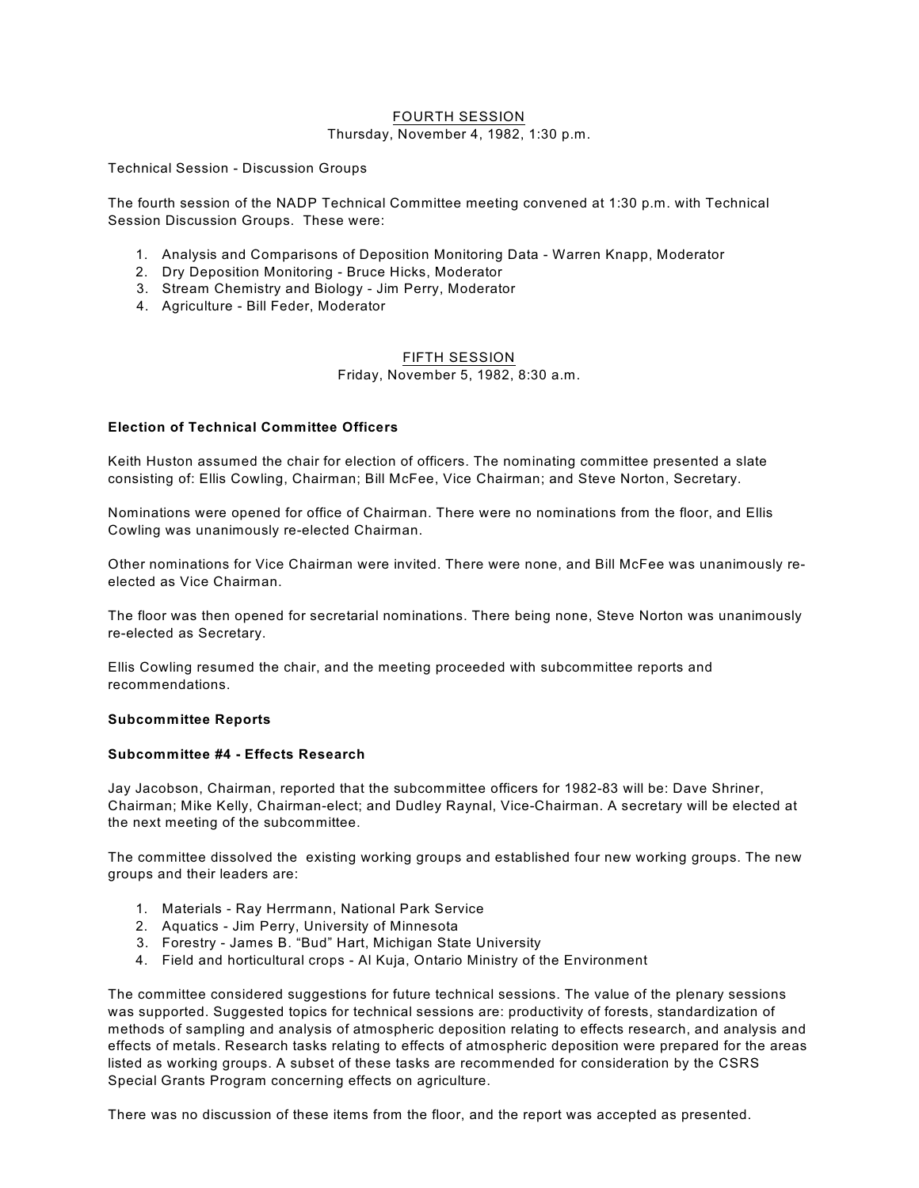## FOURTH SESSION

Thursday, November 4, 1982, 1:30 p.m.

Technical Session - Discussion Groups

The fourth session of the NADP Technical Committee meeting convened at 1:30 p.m. with Technical Session Discussion Groups. These were:

1. Analysis and Comparisons of Deposition Monitoring Data - Warren Knapp, Moderator
2. Dry Deposition Monitoring - Bruce Hicks, Moderator
3. Stream Chemistry and Biology - Jim Perry, Moderator
4. Agriculture - Bill Feder, Moderator

## FIFTH SESSION

Friday, November 5, 1982, 8:30 a.m.

**Election of Technical Committee Officers**

Keith Huston assumed the chair for election of officers. The nominating committee presented a slate consisting of: Ellis Cowling, Chairman; Bill McFee, Vice Chairman; and Steve Norton, Secretary.

Nominations were opened for office of Chairman. There were no nominations from the floor, and Ellis Cowling was unanimously re-elected Chairman.

Other nominations for Vice Chairman were invited. There were none, and Bill McFee was unanimously re-elected as Vice Chairman.

The floor was then opened for secretarial nominations. There being none, Steve Norton was unanimously re-elected as Secretary.

Ellis Cowling resumed the chair, and the meeting proceeded with subcommittee reports and recommendations.

**Subcommittee Reports**

**Subcommittee #4 - Effects Research**

Jay Jacobson, Chairman, reported that the subcommittee officers for 1982-83 will be: Dave Shriner, Chairman; Mike Kelly, Chairman-elect; and Dudley Raynal, Vice-Chairman. A secretary will be elected at the next meeting of the subcommittee.

The committee dissolved the existing working groups and established four new working groups. The new groups and their leaders are:

1. Materials - Ray Herrmann, National Park Service
2. Aquatics - Jim Perry, University of Minnesota
3. Forestry - James B. "Bud" Hart, Michigan State University
4. Field and horticultural crops - Al Kuja, Ontario Ministry of the Environment

The committee considered suggestions for future technical sessions. The value of the plenary sessions was supported. Suggested topics for technical sessions are: productivity of forests, standardization of methods of sampling and analysis of atmospheric deposition relating to effects research, and analysis and effects of metals. Research tasks relating to effects of atmospheric deposition were prepared for the areas listed as working groups. A subset of these tasks are recommended for consideration by the CSRS Special Grants Program concerning effects on agriculture.

There was no discussion of these items from the floor, and the report was accepted as presented.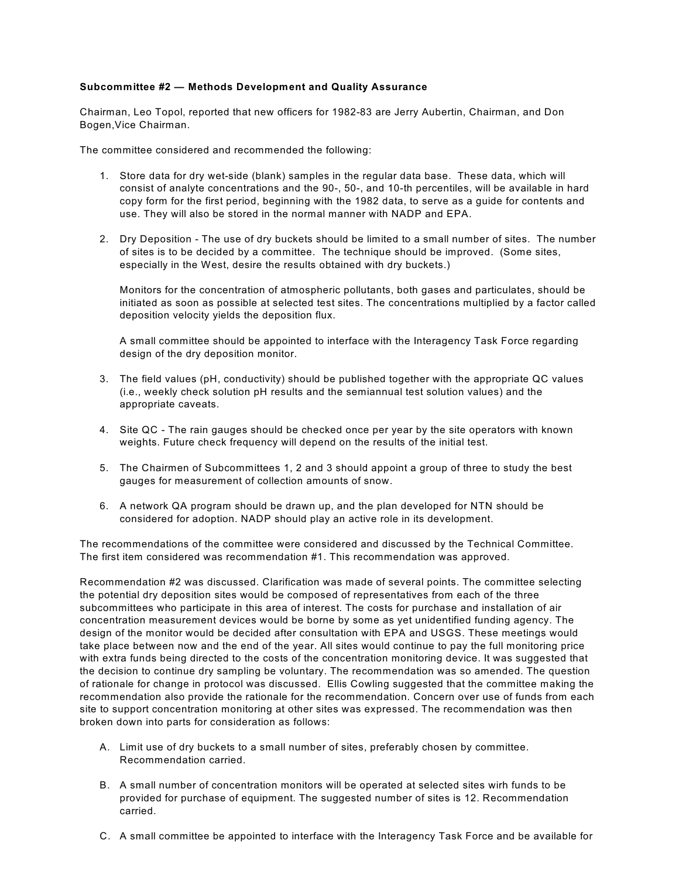**Subcommittee #2 — Methods Development and Quality Assurance**

Chairman, Leo Topol, reported that new officers for 1982-83 are Jerry Aubertin, Chairman, and Don Bogen,Vice Chairman.

The committee considered and recommended the following:

1. Store data for dry wet-side (blank) samples in the regular data base. These data, which will consist of analyte concentrations and the 90-, 50-, and 10-th percentiles, will be available in hard copy form for the first period, beginning with the 1982 data, to serve as a guide for contents and use. They will also be stored in the normal manner with NADP and EPA.

2. Dry Deposition - The use of dry buckets should be limited to a small number of sites. The number of sites is to be decided by a committee. The technique should be improved. (Some sites, especially in the West, desire the results obtained with dry buckets.)

   Monitors for the concentration of atmospheric pollutants, both gases and particulates, should be initiated as soon as possible at selected test sites. The concentrations multiplied by a factor called deposition velocity yields the deposition flux.

   A small committee should be appointed to interface with the Interagency Task Force regarding design of the dry deposition monitor.

3. The field values (pH, conductivity) should be published together with the appropriate QC values (i.e., weekly check solution pH results and the semiannual test solution values) and the appropriate caveats.

4. Site QC - The rain gauges should be checked once per year by the site operators with known weights. Future check frequency will depend on the results of the initial test.

5. The Chairmen of Subcommittees 1, 2 and 3 should appoint a group of three to study the best gauges for measurement of collection amounts of snow.

6. A network QA program should be drawn up, and the plan developed for NTN should be considered for adoption. NADP should play an active role in its development.

The recommendations of the committee were considered and discussed by the Technical Committee. The first item considered was recommendation #1. This recommendation was approved.

Recommendation #2 was discussed. Clarification was made of several points. The committee selecting the potential dry deposition sites would be composed of representatives from each of the three subcommittees who participate in this area of interest. The costs for purchase and installation of air concentration measurement devices would be borne by some as yet unidentified funding agency. The design of the monitor would be decided after consultation with EPA and USGS. These meetings would take place between now and the end of the year. All sites would continue to pay the full monitoring price with extra funds being directed to the costs of the concentration monitoring device. It was suggested that the decision to continue dry sampling be voluntary. The recommendation was so amended. The question of rationale for change in protocol was discussed. Ellis Cowling suggested that the committee making the recommendation also provide the rationale for the recommendation. Concern over use of funds from each site to support concentration monitoring at other sites was expressed. The recommendation was then broken down into parts for consideration as follows:

A. Limit use of dry buckets to a small number of sites, preferably chosen by committee. Recommendation carried.

B. A small number of concentration monitors will be operated at selected sites wirh funds to be provided for purchase of equipment. The suggested number of sites is 12. Recommendation carried.

C. A small committee be appointed to interface with the Interagency Task Force and be available for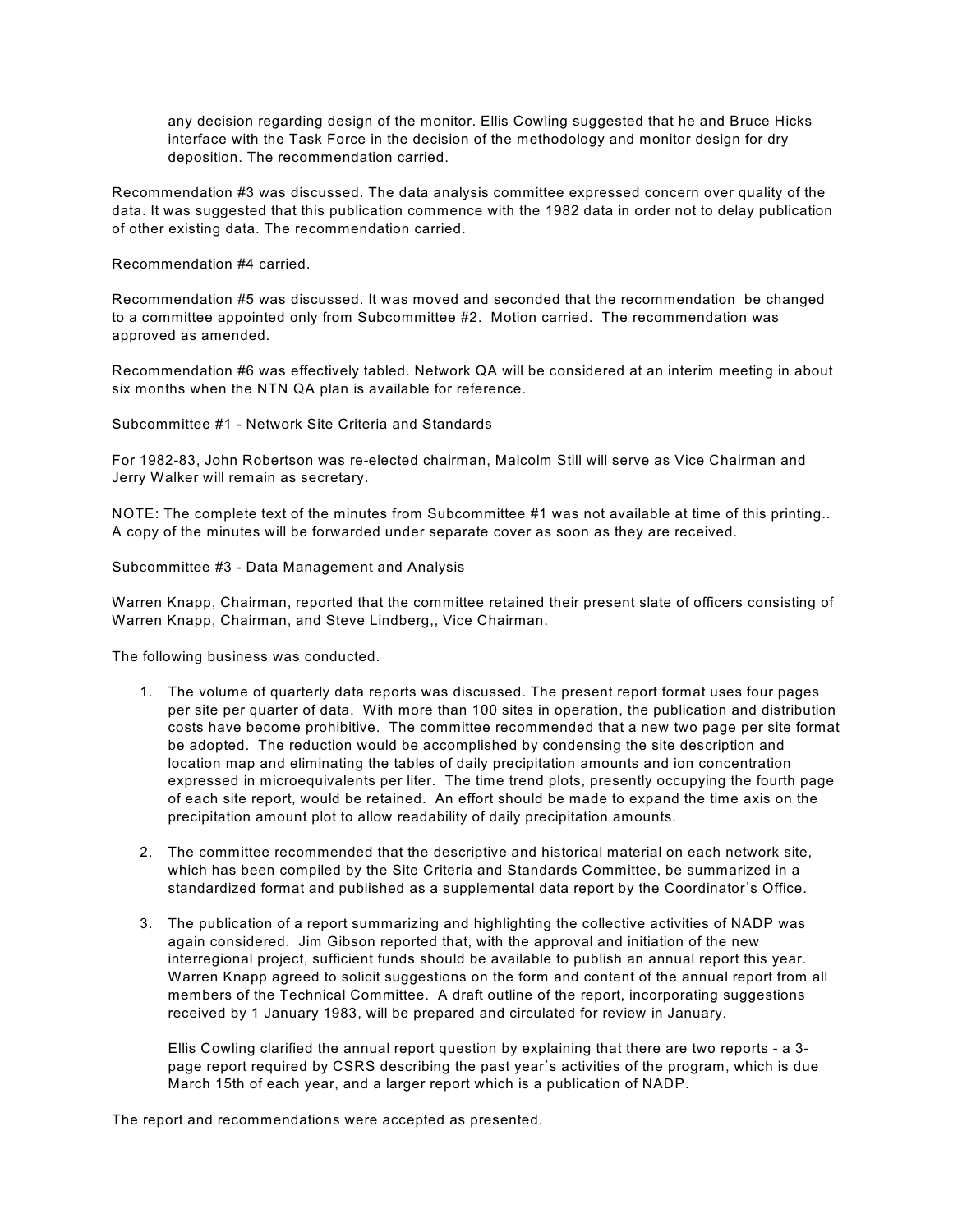any decision regarding design of the monitor. Ellis Cowling suggested that he and Bruce Hicks interface with the Task Force in the decision of the methodology and monitor design for dry deposition. The recommendation carried.

Recommendation #3 was discussed. The data analysis committee expressed concern over quality of the data. It was suggested that this publication commence with the 1982 data in order not to delay publication of other existing data. The recommendation carried.

Recommendation #4 carried.

Recommendation #5 was discussed. It was moved and seconded that the recommendation be changed to a committee appointed only from Subcommittee #2. Motion carried. The recommendation was approved as amended.

Recommendation #6 was effectively tabled. Network QA will be considered at an interim meeting in about six months when the NTN QA plan is available for reference.

Subcommittee #1 - Network Site Criteria and Standards

For 1982-83, John Robertson was re-elected chairman, Malcolm Still will serve as Vice Chairman and Jerry Walker will remain as secretary.

NOTE: The complete text of the minutes from Subcommittee #1 was not available at time of this printing.. A copy of the minutes will be forwarded under separate cover as soon as they are received.

Subcommittee #3 - Data Management and Analysis

Warren Knapp, Chairman, reported that the committee retained their present slate of officers consisting of Warren Knapp, Chairman, and Steve Lindberg,, Vice Chairman.

The following business was conducted.

1. The volume of quarterly data reports was discussed. The present report format uses four pages per site per quarter of data. With more than 100 sites in operation, the publication and distribution costs have become prohibitive. The committee recommended that a new two page per site format be adopted. The reduction would be accomplished by condensing the site description and location map and eliminating the tables of daily precipitation amounts and ion concentration expressed in microequivalents per liter. The time trend plots, presently occupying the fourth page of each site report, would be retained. An effort should be made to expand the time axis on the precipitation amount plot to allow readability of daily precipitation amounts.

2. The committee recommended that the descriptive and historical material on each network site, which has been compiled by the Site Criteria and Standards Committee, be summarized in a standardized format and published as a supplemental data report by the Coordinator's Office.

3. The publication of a report summarizing and highlighting the collective activities of NADP was again considered. Jim Gibson reported that, with the approval and initiation of the new interregional project, sufficient funds should be available to publish an annual report this year. Warren Knapp agreed to solicit suggestions on the form and content of the annual report from all members of the Technical Committee. A draft outline of the report, incorporating suggestions received by 1 January 1983, will be prepared and circulated for review in January.

   Ellis Cowling clarified the annual report question by explaining that there are two reports - a 3-page report required by CSRS describing the past year's activities of the program, which is due March 15th of each year, and a larger report which is a publication of NADP.

The report and recommendations were accepted as presented.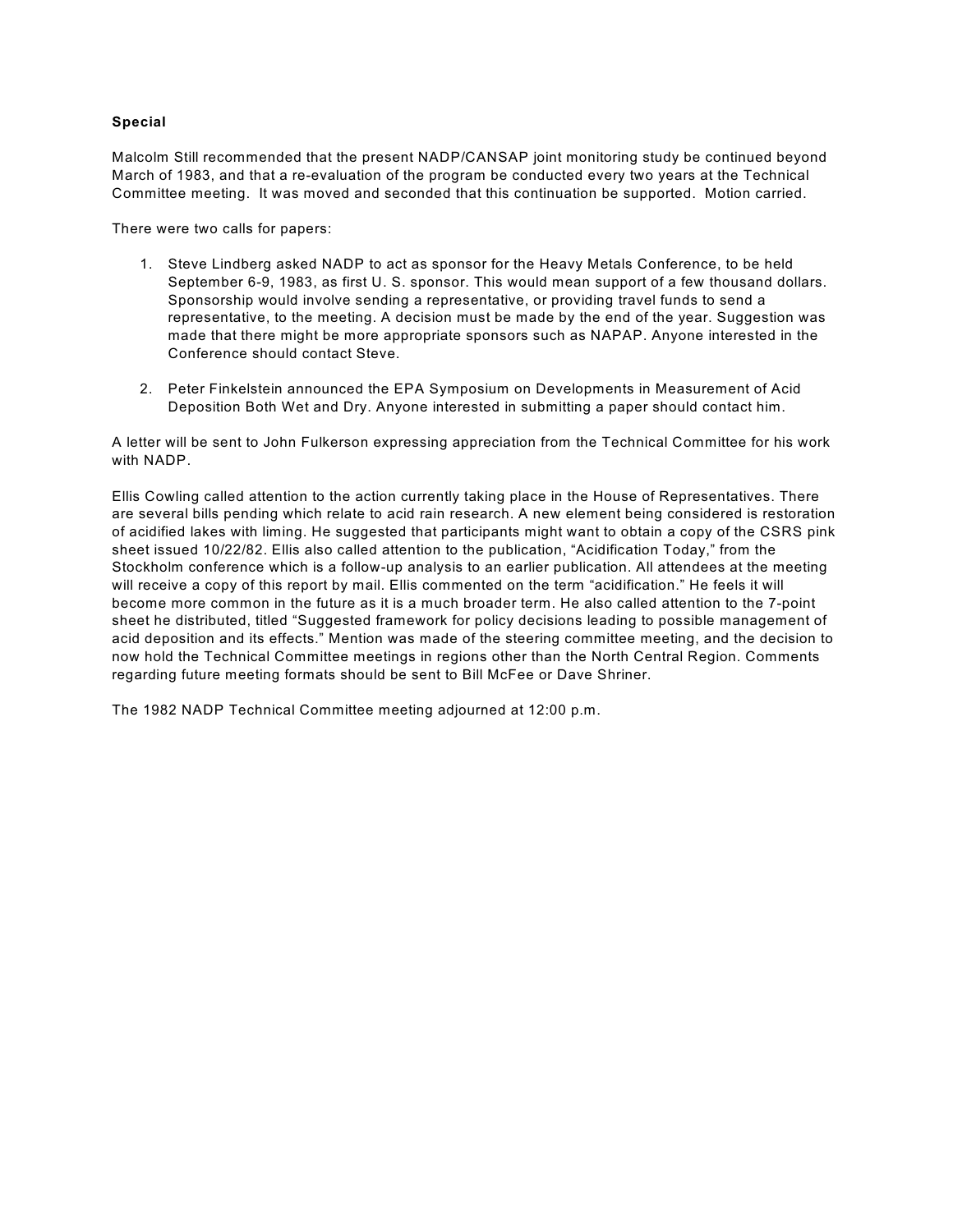**Special**

Malcolm Still recommended that the present NADP/CANSAP joint monitoring study be continued beyond March of 1983, and that a re-evaluation of the program be conducted every two years at the Technical Committee meeting. It was moved and seconded that this continuation be supported. Motion carried.

There were two calls for papers:

1. Steve Lindberg asked NADP to act as sponsor for the Heavy Metals Conference, to be held September 6-9, 1983, as first U. S. sponsor. This would mean support of a few thousand dollars. Sponsorship would involve sending a representative, or providing travel funds to send a representative, to the meeting. A decision must be made by the end of the year. Suggestion was made that there might be more appropriate sponsors such as NAPAP. Anyone interested in the Conference should contact Steve.

2. Peter Finkelstein announced the EPA Symposium on Developments in Measurement of Acid Deposition Both Wet and Dry. Anyone interested in submitting a paper should contact him.

A letter will be sent to John Fulkerson expressing appreciation from the Technical Committee for his work with NADP.

Ellis Cowling called attention to the action currently taking place in the House of Representatives. There are several bills pending which relate to acid rain research. A new element being considered is restoration of acidified lakes with liming. He suggested that participants might want to obtain a copy of the CSRS pink sheet issued 10/22/82. Ellis also called attention to the publication, "Acidification Today," from the Stockholm conference which is a follow-up analysis to an earlier publication. All attendees at the meeting will receive a copy of this report by mail. Ellis commented on the term "acidification." He feels it will become more common in the future as it is a much broader term. He also called attention to the 7-point sheet he distributed, titled "Suggested framework for policy decisions leading to possible management of acid deposition and its effects." Mention was made of the steering committee meeting, and the decision to now hold the Technical Committee meetings in regions other than the North Central Region. Comments regarding future meeting formats should be sent to Bill McFee or Dave Shriner.

The 1982 NADP Technical Committee meeting adjourned at 12:00 p.m.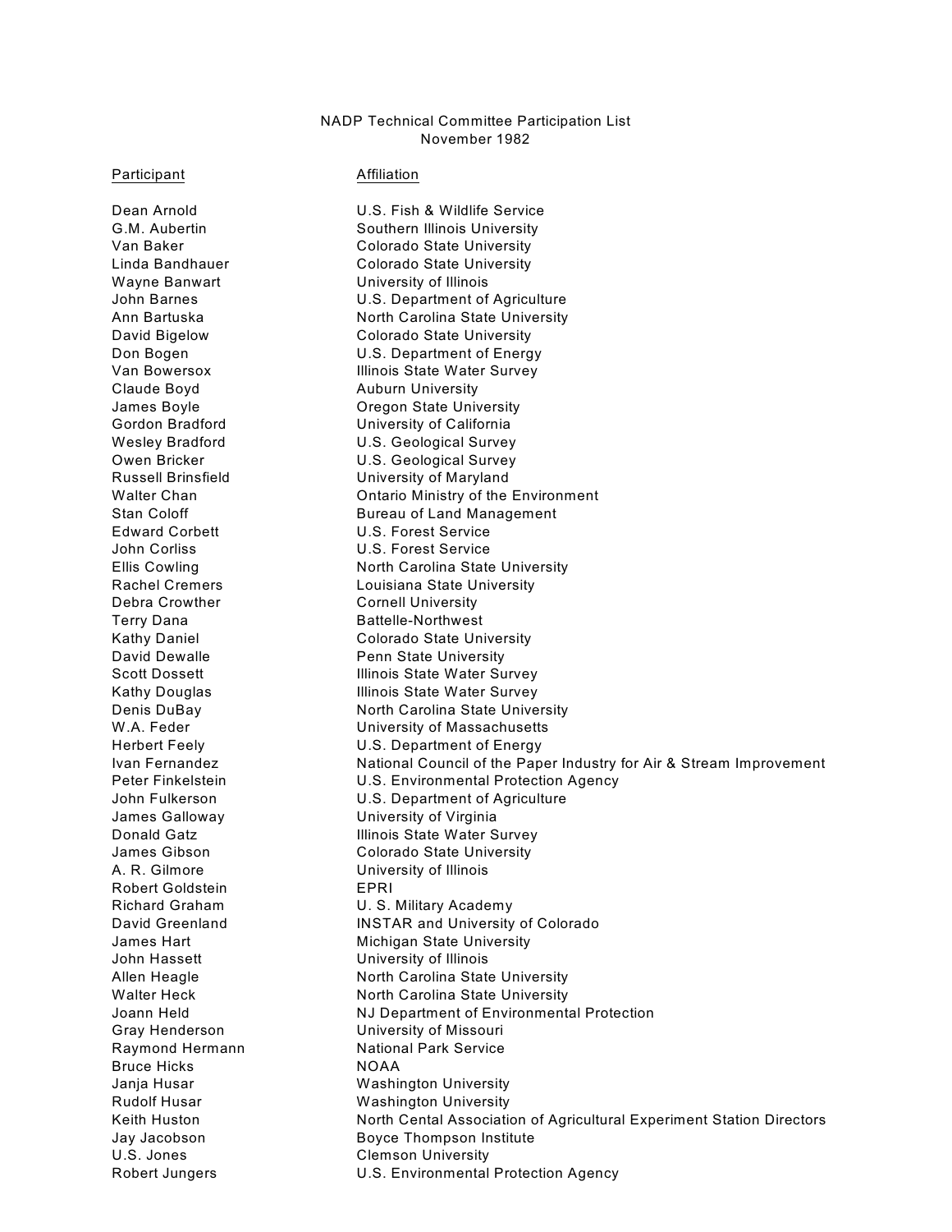NADP Technical Committee Participation List
November 1982

| Participant | Affiliation |
| --- | --- |
| Dean Arnold | U.S. Fish & Wildlife Service |
| G.M. Aubertin | Southern Illinois University |
| Van Baker | Colorado State University |
| Linda Bandhauer | Colorado State University |
| Wayne Banwart | University of Illinois |
| John Barnes | U.S. Department of Agriculture |
| Ann Bartuska | North Carolina State University |
| David Bigelow | Colorado State University |
| Don Bogen | U.S. Department of Energy |
| Van Bowersox | Illinois State Water Survey |
| Claude Boyd | Auburn University |
| James Boyle | Oregon State University |
| Gordon Bradford | University of California |
| Wesley Bradford | U.S. Geological Survey |
| Owen Bricker | U.S. Geological Survey |
| Russell Brinsfield | University of Maryland |
| Walter Chan | Ontario Ministry of the Environment |
| Stan Coloff | Bureau of Land Management |
| Edward Corbett | U.S. Forest Service |
| John Corliss | U.S. Forest Service |
| Ellis Cowling | North Carolina State University |
| Rachel Cremers | Louisiana State University |
| Debra Crowther | Cornell University |
| Terry Dana | Battelle-Northwest |
| Kathy Daniel | Colorado State University |
| David Dewalle | Penn State University |
| Scott Dossett | Illinois State Water Survey |
| Kathy Douglas | Illinois State Water Survey |
| Denis DuBay | North Carolina State University |
| W.A. Feder | University of Massachusetts |
| Herbert Feely | U.S. Department of Energy |
| Ivan Fernandez | National Council of the Paper Industry for Air & Stream Improvement |
| Peter Finkelstein | U.S. Environmental Protection Agency |
| John Fulkerson | U.S. Department of Agriculture |
| James Galloway | University of Virginia |
| Donald Gatz | Illinois State Water Survey |
| James Gibson | Colorado State University |
| A. R. Gilmore | University of Illinois |
| Robert Goldstein | EPRI |
| Richard Graham | U. S. Military Academy |
| David Greenland | INSTAR and University of Colorado |
| James Hart | Michigan State University |
| John Hassett | University of Illinois |
| Allen Heagle | North Carolina State University |
| Walter Heck | North Carolina State University |
| Joann Held | NJ Department of Environmental Protection |
| Gray Henderson | University of Missouri |
| Raymond Hermann | National Park Service |
| Bruce Hicks | NOAA |
| Janja Husar | Washington University |
| Rudolf Husar | Washington University |
| Keith Huston | North Cental Association of Agricultural Experiment Station Directors |
| Jay Jacobson | Boyce Thompson Institute |
| U.S. Jones | Clemson University |
| Robert Jungers | U.S. Environmental Protection Agency |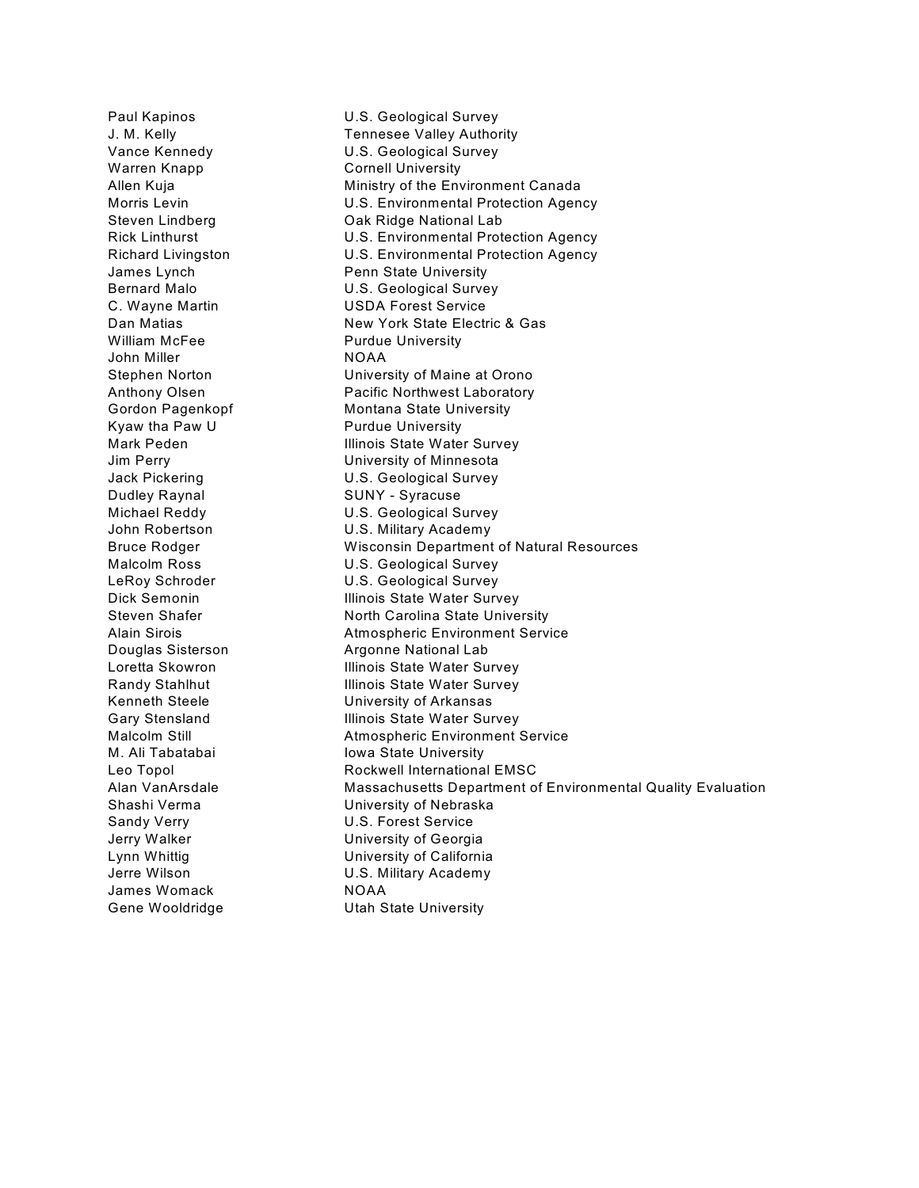| | |
|---|---|
| Paul Kapinos | U.S. Geological Survey |
| J. M. Kelly | Tennesee Valley Authority |
| Vance Kennedy | U.S. Geological Survey |
| Warren Knapp | Cornell University |
| Allen Kuja | Ministry of the Environment Canada |
| Morris Levin | U.S. Environmental Protection Agency |
| Steven Lindberg | Oak Ridge National Lab |
| Rick Linthurst | U.S. Environmental Protection Agency |
| Richard Livingston | U.S. Environmental Protection Agency |
| James Lynch | Penn State University |
| Bernard Malo | U.S. Geological Survey |
| C. Wayne Martin | USDA Forest Service |
| Dan Matias | New York State Electric & Gas |
| William McFee | Purdue University |
| John Miller | NOAA |
| Stephen Norton | University of Maine at Orono |
| Anthony Olsen | Pacific Northwest Laboratory |
| Gordon Pagenkopf | Montana State University |
| Kyaw tha Paw U | Purdue University |
| Mark Peden | Illinois State Water Survey |
| Jim Perry | University of Minnesota |
| Jack Pickering | U.S. Geological Survey |
| Dudley Raynal | SUNY - Syracuse |
| Michael Reddy | U.S. Geological Survey |
| John Robertson | U.S. Military Academy |
| Bruce Rodger | Wisconsin Department of Natural Resources |
| Malcolm Ross | U.S. Geological Survey |
| LeRoy Schroder | U.S. Geological Survey |
| Dick Semonin | Illinois State Water Survey |
| Steven Shafer | North Carolina State University |
| Alain Sirois | Atmospheric Environment Service |
| Douglas Sisterson | Argonne National Lab |
| Loretta Skowron | Illinois State Water Survey |
| Randy Stahlhut | Illinois State Water Survey |
| Kenneth Steele | University of Arkansas |
| Gary Stensland | Illinois State Water Survey |
| Malcolm Still | Atmospheric Environment Service |
| M. Ali Tabatabai | Iowa State University |
| Leo Topol | Rockwell International EMSC |
| Alan VanArsdale | Massachusetts Department of Environmental Quality Evaluation |
| Shashi Verma | University of Nebraska |
| Sandy Verry | U.S. Forest Service |
| Jerry Walker | University of Georgia |
| Lynn Whittig | University of California |
| Jerre Wilson | U.S. Military Academy |
| James Womack | NOAA |
| Gene Wooldridge | Utah State University |